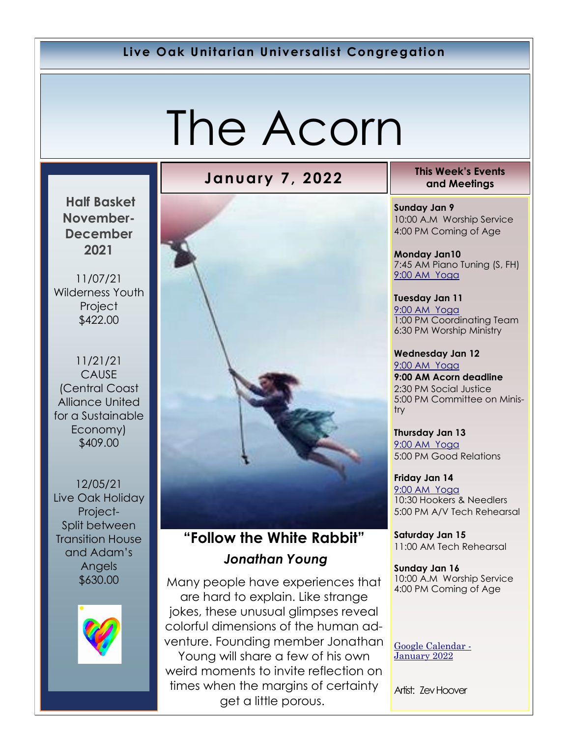**Live Oak Unitarian Universalist Congregation**

# The Acorn

## January 7, 2022

### Half Basket November-December 2021

11/07/21
Wilderness Youth Project
$422.00

11/21/21
CAUSE (Central Coast Alliance United for a Sustainable Economy)
$409.00

12/05/21
Live Oak Holiday Project-
Split between Transition House and Adam's Angels
$630.00

## "Follow the White Rabbit"

### *Jonathan Young*

Many people have experiences that are hard to explain. Like strange jokes, these unusual glimpses reveal colorful dimensions of the human adventure. Founding member Jonathan Young will share a few of his own weird moments to invite reflection on times when the margins of certainty get a little porous.

### This Week's Events and Meetings

**Sunday Jan 9**
10:00 A.M Worship Service
4:00 PM Coming of Age

**Monday Jan10**
7:45 AM Piano Tuning (S, FH)
9:00 AM Yoga

**Tuesday Jan 11**
9:00 AM Yoga
1:00 PM Coordinating Team
6:30 PM Worship Ministry

**Wednesday Jan 12**
9:00 AM Yoga
**9:00 AM Acorn deadline**
2:30 PM Social Justice
5:00 PM Committee on Ministry

**Thursday Jan 13**
9:00 AM Yoga
5:00 PM Good Relations

**Friday Jan 14**
9:00 AM Yoga
10:30 Hookers & Needlers
5:00 PM A/V Tech Rehearsal

**Saturday Jan 15**
11:00 AM Tech Rehearsal

**Sunday Jan 16**
10:00 A.M Worship Service
4:00 PM Coming of Age

Google Calendar - January 2022

Artist: Zev Hoover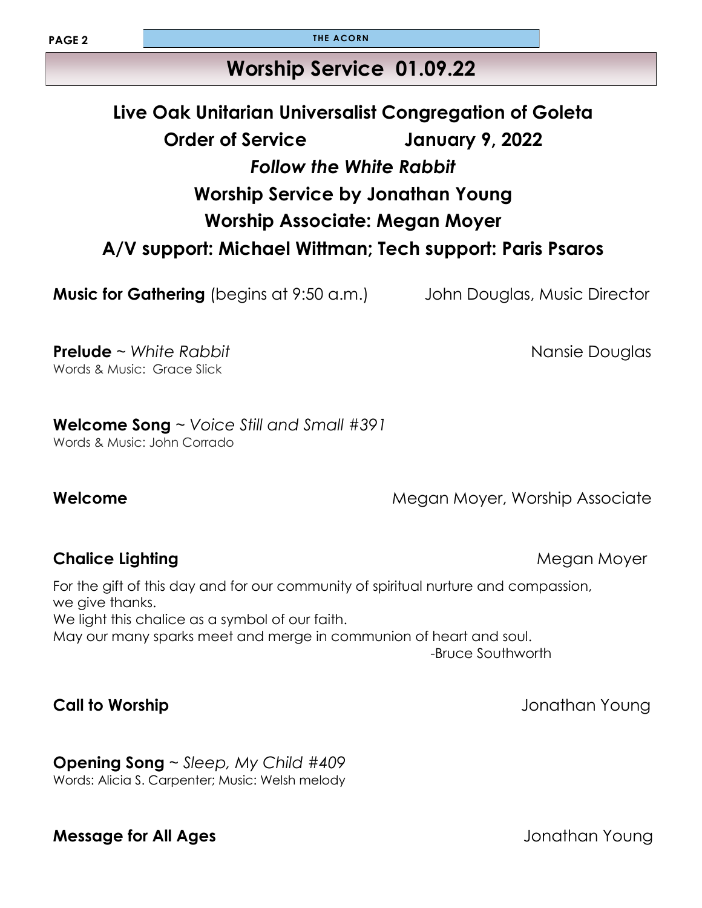## Worship Service 01.09.22

**Live Oak Unitarian Universalist Congregation of Goleta**

**Order of Service January 9, 2022**

***Follow the White Rabbit***

**Worship Service by Jonathan Young**

**Worship Associate: Megan Moyer**

**A/V support: Michael Wittman; Tech support: Paris Psaros**

**Music for Gathering** (begins at 9:50 a.m.) John Douglas, Music Director

**Prelude** ~ *White Rabbit* Nansie Douglas
Words & Music: Grace Slick

**Welcome Song** ~ *Voice Still and Small #391*
Words & Music: John Corrado

**Welcome** Megan Moyer, Worship Associate

**Chalice Lighting** Megan Moyer

For the gift of this day and for our community of spiritual nurture and compassion,
we give thanks.
We light this chalice as a symbol of our faith.
May our many sparks meet and merge in communion of heart and soul.
-Bruce Southworth

**Call to Worship** Jonathan Young

**Opening Song** ~ *Sleep, My Child #409*
Words: Alicia S. Carpenter; Music: Welsh melody

**Message for All Ages** Jonathan Young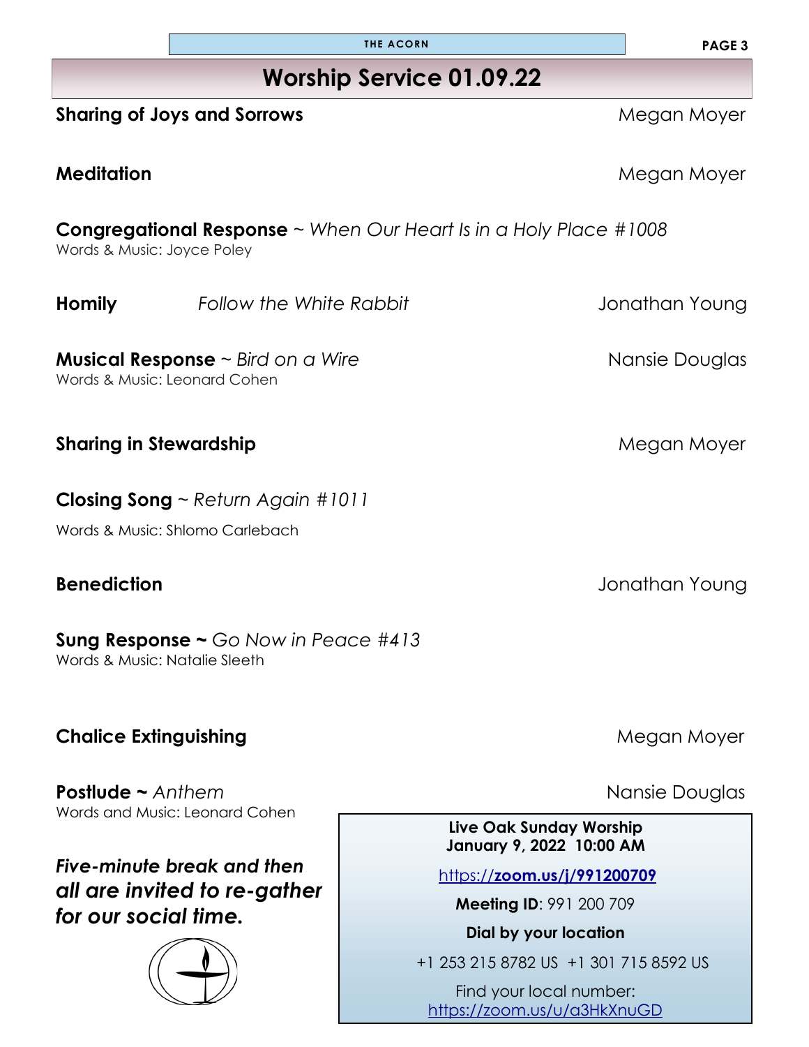## Worship Service 01.09.22

**Sharing of Joys and Sorrows** — Megan Moyer

**Meditation** — Megan Moyer

**Congregational Response** ~ *When Our Heart Is in a Holy Place #1008*
Words & Music: Joyce Poley

**Homily** *Follow the White Rabbit* — Jonathan Young

**Musical Response** ~ *Bird on a Wire* — Nansie Douglas
Words & Music: Leonard Cohen

**Sharing in Stewardship** — Megan Moyer

**Closing Song** ~ *Return Again #1011*
Words & Music: Shlomo Carlebach

**Benediction** — Jonathan Young

**Sung Response ~** *Go Now in Peace #413*
Words & Music: Natalie Sleeth

**Chalice Extinguishing** — Megan Moyer

**Postlude ~** *Anthem* — Nansie Douglas
Words and Music: Leonard Cohen

***Five-minute break and then all are invited to re-gather for our social time.***

**Live Oak Sunday Worship**
**January 9, 2022 10:00 AM**

https://**zoom.us/j/991200709**

**Meeting ID**: 991 200 709

**Dial by your location**

+1 253 215 8782 US +1 301 715 8592 US

Find your local number:
https://zoom.us/u/a3HkXnuGD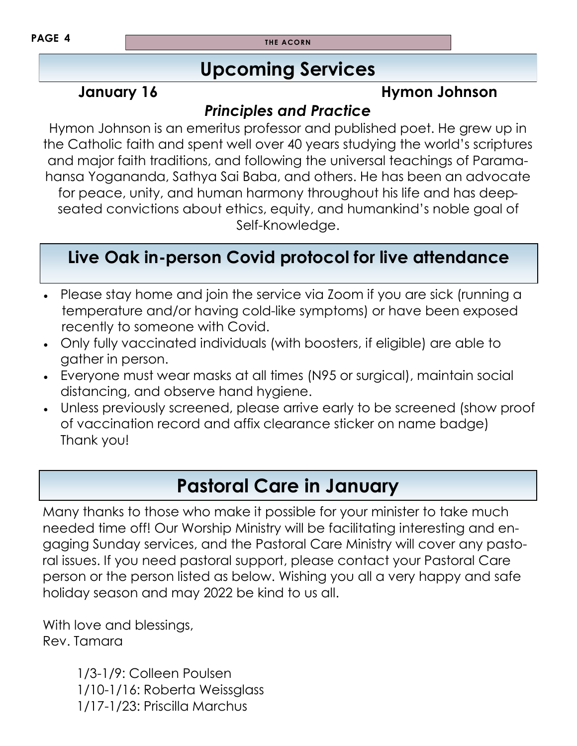## Upcoming Services

**January 16** **Hymon Johnson**

***Principles and Practice***

Hymon Johnson is an emeritus professor and published poet. He grew up in the Catholic faith and spent well over 40 years studying the world's scriptures and major faith traditions, and following the universal teachings of Paramahansa Yogananda, Sathya Sai Baba, and others. He has been an advocate for peace, unity, and human harmony throughout his life and has deep-seated convictions about ethics, equity, and humankind's noble goal of Self-Knowledge.

## Live Oak in-person Covid protocol for live attendance

- Please stay home and join the service via Zoom if you are sick (running a temperature and/or having cold-like symptoms) or have been exposed recently to someone with Covid.
- Only fully vaccinated individuals (with boosters, if eligible) are able to gather in person.
- Everyone must wear masks at all times (N95 or surgical), maintain social distancing, and observe hand hygiene.
- Unless previously screened, please arrive early to be screened (show proof of vaccination record and affix clearance sticker on name badge) Thank you!

## Pastoral Care in January

Many thanks to those who make it possible for your minister to take much needed time off! Our Worship Ministry will be facilitating interesting and engaging Sunday services, and the Pastoral Care Ministry will cover any pastoral issues. If you need pastoral support, please contact your Pastoral Care person or the person listed as below. Wishing you all a very happy and safe holiday season and may 2022 be kind to us all.

With love and blessings,
Rev. Tamara

1/3-1/9: Colleen Poulsen
1/10-1/16: Roberta Weissglass
1/17-1/23: Priscilla Marchus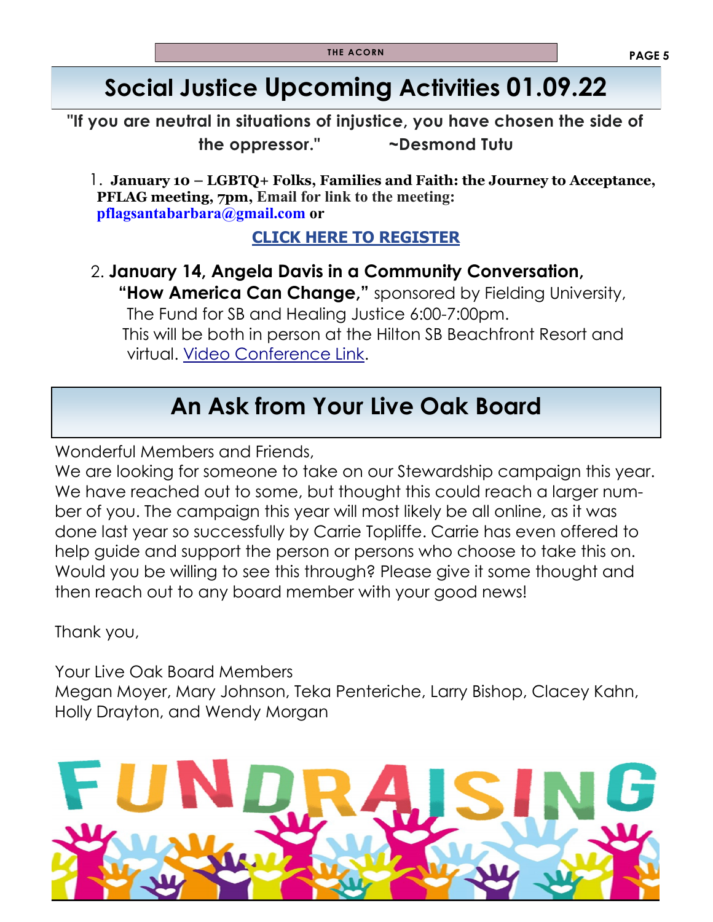## Social Justice Upcoming Activities 01.09.22

**"If you are neutral in situations of injustice, you have chosen the side of the oppressor." ~Desmond Tutu**

1. **January 10 – LGBTQ+ Folks, Families and Faith: the Journey to Acceptance, PFLAG meeting, 7pm, Email for link to the meeting: pflagsantabarbara@gmail.com or**

   **CLICK HERE TO REGISTER**

2. **January 14, Angela Davis in a Community Conversation, "How America Can Change,"** sponsored by Fielding University, The Fund for SB and Healing Justice 6:00-7:00pm. This will be both in person at the Hilton SB Beachfront Resort and virtual. Video Conference Link.

## An Ask from Your Live Oak Board

Wonderful Members and Friends,
We are looking for someone to take on our Stewardship campaign this year. We have reached out to some, but thought this could reach a larger number of you. The campaign this year will most likely be all online, as it was done last year so successfully by Carrie Topliffe. Carrie has even offered to help guide and support the person or persons who choose to take this on. Would you be willing to see this through? Please give it some thought and then reach out to any board member with your good news!

Thank you,

Your Live Oak Board Members
Megan Moyer, Mary Johnson, Teka Penteriche, Larry Bishop, Clacey Kahn, Holly Drayton, and Wendy Morgan

FUNDRAISING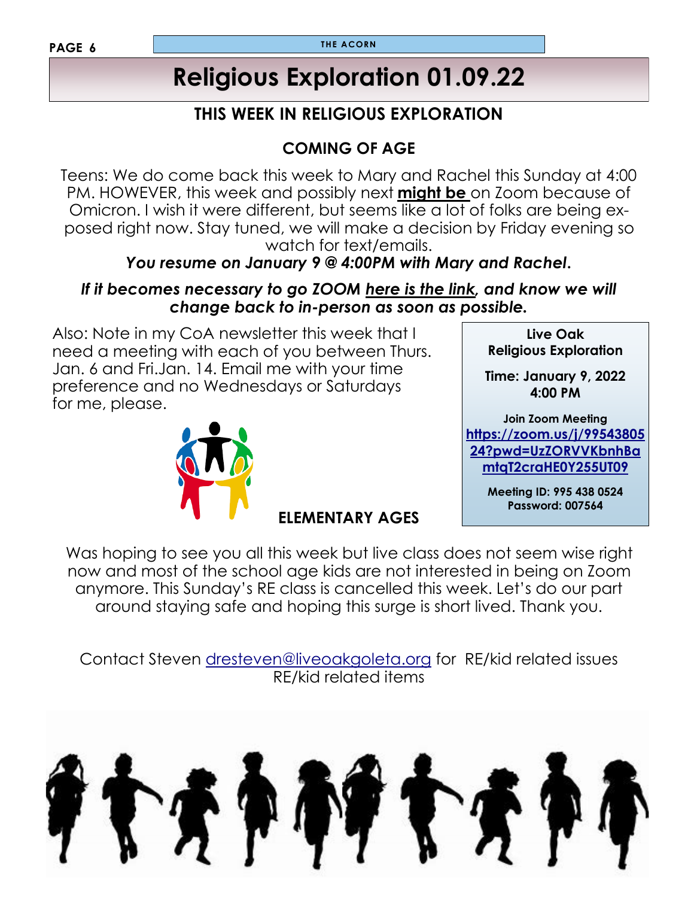# Religious Exploration 01.09.22

## THIS WEEK IN RELIGIOUS EXPLORATION

### COMING OF AGE

Teens: We do come back this week to Mary and Rachel this Sunday at 4:00 PM. HOWEVER, this week and possibly next **might be** on Zoom because of Omicron. I wish it were different, but seems like a lot of folks are being exposed right now. Stay tuned, we will make a decision by Friday evening so watch for text/emails.

***You resume on January 9 @ 4:00PM with Mary and Rachel.***

***If it becomes necessary to go ZOOM here is the link, and know we will change back to in-person as soon as possible.***

Also: Note in my CoA newsletter this week that I need a meeting with each of you between Thurs. Jan. 6 and Fri.Jan. 14. Email me with your time preference and no Wednesdays or Saturdays for me, please.

**Live Oak Religious Exploration**

**Time: January 9, 2022 4:00 PM**

**Join Zoom Meeting**
**https://zoom.us/j/9954380524?pwd=UzZORVVKbnhBamtqT2craHE0Y255UT09**

**Meeting ID: 995 438 0524**
**Password: 007564**

### ELEMENTARY AGES

Was hoping to see you all this week but live class does not seem wise right now and most of the school age kids are not interested in being on Zoom anymore. This Sunday's RE class is cancelled this week. Let's do our part around staying safe and hoping this surge is short lived. Thank you.

Contact Steven dresteven@liveoakgoleta.org for RE/kid related issues RE/kid related items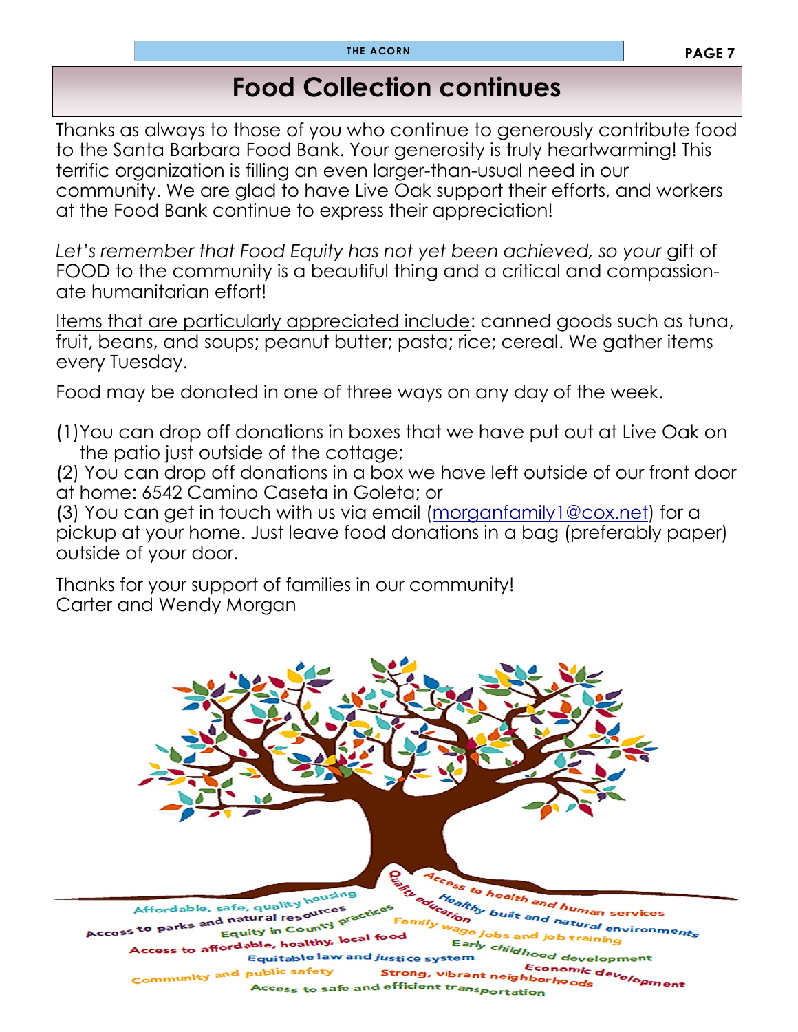# Food Collection continues

Thanks as always to those of you who continue to generously contribute food to the Santa Barbara Food Bank. Your generosity is truly heartwarming! This terrific organization is filling an even larger-than-usual need in our community. We are glad to have Live Oak support their efforts, and workers at the Food Bank continue to express their appreciation!

*Let's remember that Food Equity has not yet been achieved, so your* gift of FOOD to the community is a beautiful thing and a critical and compassionate humanitarian effort!

<u>Items that are particularly appreciated include</u>: canned goods such as tuna, fruit, beans, and soups; peanut butter; pasta; rice; cereal. We gather items every Tuesday.

Food may be donated in one of three ways on any day of the week.

(1) You can drop off donations in boxes that we have put out at Live Oak on the patio just outside of the cottage;
(2) You can drop off donations in a box we have left outside of our front door at home: 6542 Camino Caseta in Goleta; or
(3) You can get in touch with us via email (morganfamily1@cox.net) for a pickup at your home. Just leave food donations in a bag (preferably paper) outside of your door.

Thanks for your support of families in our community!
Carter and Wendy Morgan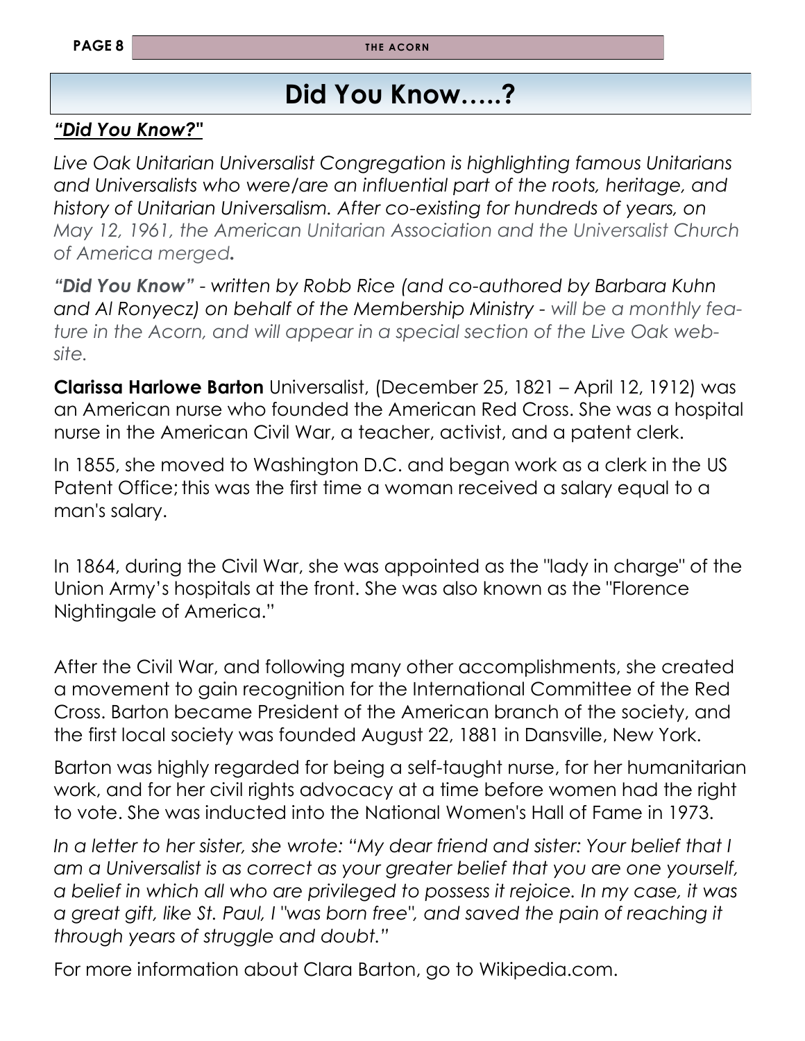# Did You Know…..?

***"Did You Know?"***

*Live Oak Unitarian Universalist Congregation is highlighting famous Unitarians and Universalists who were/are an influential part of the roots, heritage, and history of Unitarian Universalism. After co-existing for hundreds of years, on May 12, 1961, the American Unitarian Association and the Universalist Church of America merged.*

*"Did You Know" - written by Robb Rice (and co-authored by Barbara Kuhn and Al Ronyecz) on behalf of the Membership Ministry - will be a monthly feature in the Acorn, and will appear in a special section of the Live Oak website.*

**Clarissa Harlowe Barton** Universalist, (December 25, 1821 – April 12, 1912) was an American nurse who founded the American Red Cross. She was a hospital nurse in the American Civil War, a teacher, activist, and a patent clerk.

In 1855, she moved to Washington D.C. and began work as a clerk in the US Patent Office; this was the first time a woman received a salary equal to a man's salary.

In 1864, during the Civil War, she was appointed as the "lady in charge" of the Union Army's hospitals at the front. She was also known as the "Florence Nightingale of America."

After the Civil War, and following many other accomplishments, she created a movement to gain recognition for the International Committee of the Red Cross. Barton became President of the American branch of the society, and the first local society was founded August 22, 1881 in Dansville, New York.

Barton was highly regarded for being a self-taught nurse, for her humanitarian work, and for her civil rights advocacy at a time before women had the right to vote. She was inducted into the National Women's Hall of Fame in 1973.

*In a letter to her sister, she wrote: "My dear friend and sister: Your belief that I am a Universalist is as correct as your greater belief that you are one yourself, a belief in which all who are privileged to possess it rejoice. In my case, it was a great gift, like St. Paul, I "was born free", and saved the pain of reaching it through years of struggle and doubt."*

For more information about Clara Barton, go to Wikipedia.com.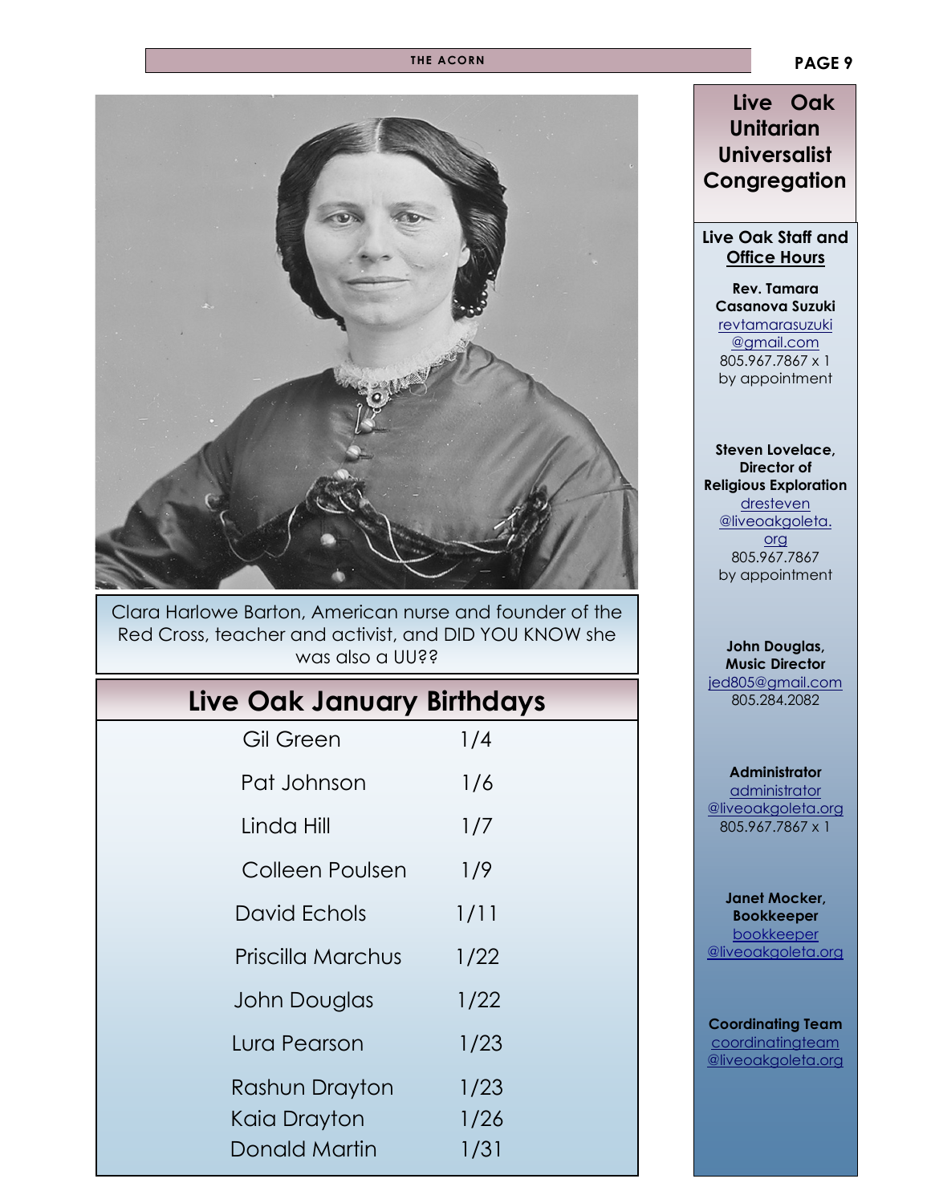Clara Harlowe Barton, American nurse and founder of the Red Cross, teacher and activist, and DID YOU KNOW she was also a UU??

## Live Oak January Birthdays

| Name | Date |
|---|---|
| Gil Green | 1/4 |
| Pat Johnson | 1/6 |
| Linda Hill | 1/7 |
| Colleen Poulsen | 1/9 |
| David Echols | 1/11 |
| Priscilla Marchus | 1/22 |
| John Douglas | 1/22 |
| Lura Pearson | 1/23 |
| Rashun Drayton | 1/23 |
| Kaia Drayton | 1/26 |
| Donald Martin | 1/31 |

## Live Oak Unitarian Universalist Congregation

### Live Oak Staff and Office Hours

**Rev. Tamara Casanova Suzuki**
revtamarasuzuki@gmail.com
805.967.7867 x 1
by appointment

**Steven Lovelace, Director of Religious Exploration**
dresteven@liveoakgoleta.org
805.967.7867
by appointment

**John Douglas, Music Director**
jed805@gmail.com
805.284.2082

**Administrator**
administrator@liveoakgoleta.org
805.967.7867 x 1

**Janet Mocker, Bookkeeper**
bookkeeper@liveoakgoleta.org

**Coordinating Team**
coordinatingteam@liveoakgoleta.org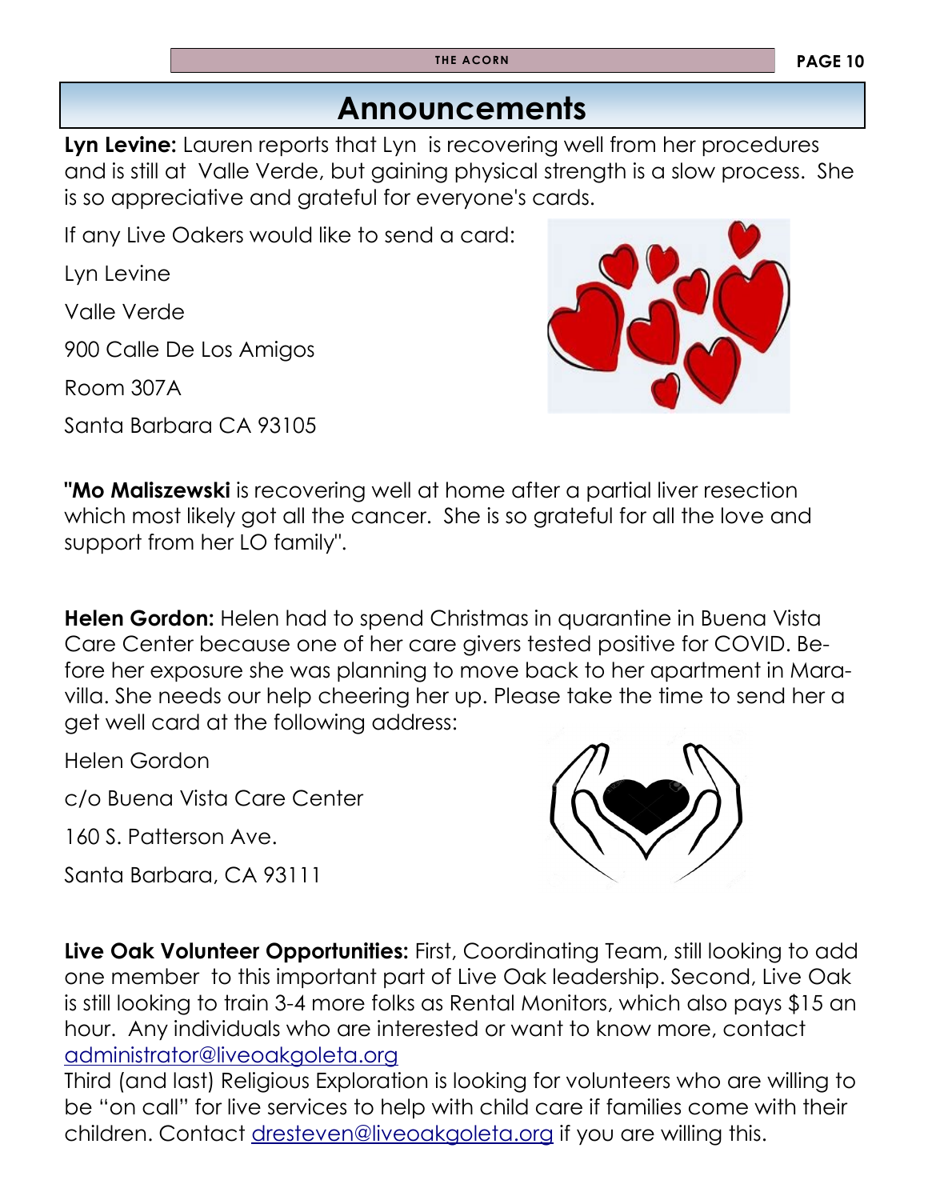# Announcements

**Lyn Levine:** Lauren reports that Lyn is recovering well from her procedures and is still at Valle Verde, but gaining physical strength is a slow process. She is so appreciative and grateful for everyone's cards.

If any Live Oakers would like to send a card:

Lyn Levine

Valle Verde

900 Calle De Los Amigos

Room 307A

Santa Barbara CA 93105

**"Mo Maliszewski** is recovering well at home after a partial liver resection which most likely got all the cancer. She is so grateful for all the love and support from her LO family".

**Helen Gordon:** Helen had to spend Christmas in quarantine in Buena Vista Care Center because one of her care givers tested positive for COVID. Before her exposure she was planning to move back to her apartment in Maravilla. She needs our help cheering her up. Please take the time to send her a get well card at the following address:

Helen Gordon

c/o Buena Vista Care Center

160 S. Patterson Ave.

Santa Barbara, CA 93111

**Live Oak Volunteer Opportunities:** First, Coordinating Team, still looking to add one member to this important part of Live Oak leadership. Second, Live Oak is still looking to train 3-4 more folks as Rental Monitors, which also pays $15 an hour. Any individuals who are interested or want to know more, contact administrator@liveoakgoleta.org

Third (and last) Religious Exploration is looking for volunteers who are willing to be "on call" for live services to help with child care if families come with their children. Contact dresteven@liveoakgoleta.org if you are willing this.